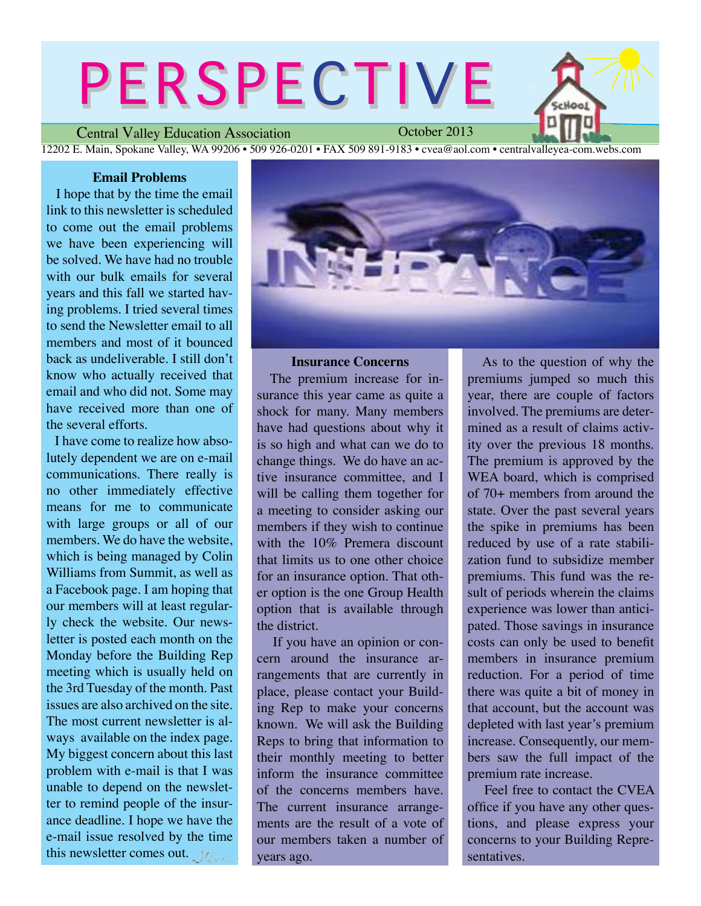# PERSPECTIVE

Central Valley Education Association — October 2013

12202 E. Main, Spokane Valley, WA 99206 • 509 926-0201 • FAX 509 891-9183 • cvea@aol.com • centralvalleyea-com.webs.com

### Email Problems

I hope that by the time the email link to this newsletter is scheduled to come out the email problems we have been experiencing will be solved. We have had no trouble with our bulk emails for several years and this fall we started having problems. I tried several times to send the Newsletter email to all members and most of it bounced back as undeliverable. I still don't know who actually received that email and who did not. Some may have received more than one of the several efforts.

I have come to realize how absolutely dependent we are on e-mail communications. There really is no other immediately effective means for me to communicate with large groups or all of our members. We do have the website, which is being managed by Colin Williams from Summit, as well as a Facebook page. I am hoping that our members will at least regularly check the website. Our newsletter is posted each month on the Monday before the Building Rep meeting which is usually held on the 3rd Tuesday of the month. Past issues are also archived on the site. The most current newsletter is always available on the index page. My biggest concern about this last problem with e-mail is that I was unable to depend on the newsletter to remind people of the insurance deadline. I hope we have the e-mail issue resolved by the time this newsletter comes out.

### Insurance Concerns

The premium increase for insurance this year came as quite a shock for many. Many members have had questions about why it is so high and what can we do to change things. We do have an active insurance committee, and I will be calling them together for a meeting to consider asking our members if they wish to continue with the 10% Premera discount that limits us to one other choice for an insurance option. That other option is the one Group Health option that is available through the district.

If you have an opinion or concern around the insurance arrangements that are currently in place, please contact your Building Rep to make your concerns known. We will ask the Building Reps to bring that information to their monthly meeting to better inform the insurance committee of the concerns members have. The current insurance arrangements are the result of a vote of our members taken a number of years ago.

As to the question of why the premiums jumped so much this year, there are couple of factors involved. The premiums are determined as a result of claims activity over the previous 18 months. The premium is approved by the WEA board, which is comprised of 70+ members from around the state. Over the past several years the spike in premiums has been reduced by use of a rate stabilization fund to subsidize member premiums. This fund was the result of periods wherein the claims experience was lower than anticipated. Those savings in insurance costs can only be used to benefit members in insurance premium reduction. For a period of time there was quite a bit of money in that account, but the account was depleted with last year's premium increase. Consequently, our members saw the full impact of the premium rate increase.

Feel free to contact the CVEA office if you have any other questions, and please express your concerns to your Building Representatives.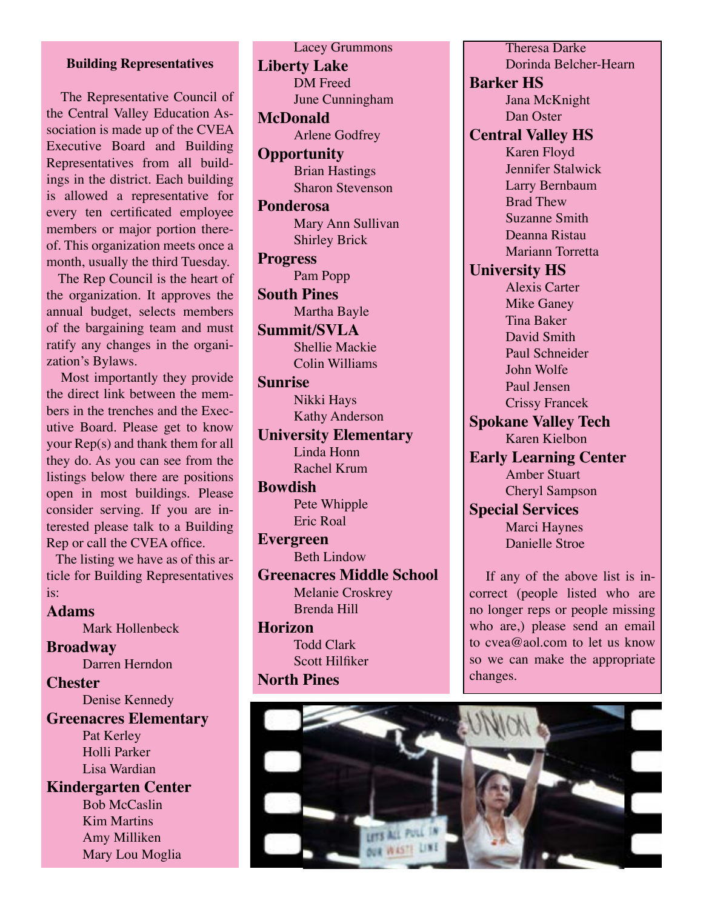### Building Representatives

The Representative Council of the Central Valley Education Association is made up of the CVEA Executive Board and Building Representatives from all buildings in the district. Each building is allowed a representative for every ten certificated employee members or major portion thereof. This organization meets once a month, usually the third Tuesday.

The Rep Council is the heart of the organization. It approves the annual budget, selects members of the bargaining team and must ratify any changes in the organization's Bylaws.

Most importantly they provide the direct link between the members in the trenches and the Executive Board. Please get to know your Rep(s) and thank them for all they do. As you can see from the listings below there are positions open in most buildings. Please consider serving. If you are interested please talk to a Building Rep or call the CVEA office.

The listing we have as of this article for Building Representatives is:

**Adams**
- Mark Hollenbeck

**Broadway**
- Darren Herndon

**Chester**
- Denise Kennedy

**Greenacres Elementary**
- Pat Kerley
- Holli Parker
- Lisa Wardian

**Kindergarten Center**
- Bob McCaslin
- Kim Martins
- Amy Milliken
- Mary Lou Moglia
- Lacey Grummons

**Liberty Lake**
- DM Freed
- June Cunningham

**McDonald**
- Arlene Godfrey

**Opportunity**
- Brian Hastings
- Sharon Stevenson

**Ponderosa**
- Mary Ann Sullivan
- Shirley Brick

**Progress**
- Pam Popp

**South Pines**
- Martha Bayle

**Summit/SVLA**
- Shellie Mackie
- Colin Williams

**Sunrise**
- Nikki Hays
- Kathy Anderson

**University Elementary**
- Linda Honn
- Rachel Krum

**Bowdish**
- Pete Whipple
- Eric Roal

**Evergreen**
- Beth Lindow

**Greenacres Middle School**
- Melanie Croskrey
- Brenda Hill

**Horizon**
- Todd Clark
- Scott Hilfiker

**North Pines**
- Theresa Darke
- Dorinda Belcher-Hearn

**Barker HS**
- Jana McKnight
- Dan Oster

**Central Valley HS**
- Karen Floyd
- Jennifer Stalwick
- Larry Bernbaum
- Brad Thew
- Suzanne Smith
- Deanna Ristau
- Mariann Torretta

**University HS**
- Alexis Carter
- Mike Ganey
- Tina Baker
- David Smith
- Paul Schneider
- John Wolfe
- Paul Jensen
- Crissy Francek

**Spokane Valley Tech**
- Karen Kielbon

**Early Learning Center**
- Amber Stuart
- Cheryl Sampson

**Special Services**
- Marci Haynes
- Danielle Stroe

If any of the above list is incorrect (people listed who are no longer reps or people missing who are,) please send an email to cvea@aol.com to let us know so we can make the appropriate changes.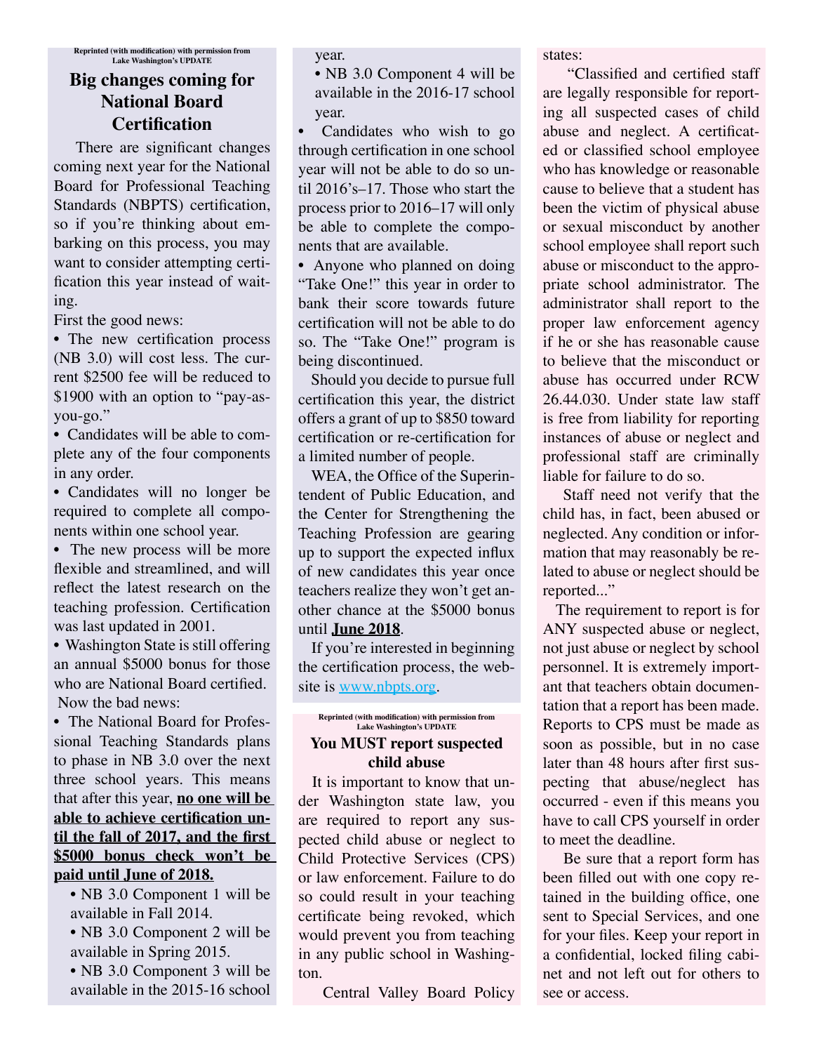Reprinted (with modification) with permission from Lake Washington's UPDATE

## Big changes coming for National Board Certification

There are significant changes coming next year for the National Board for Professional Teaching Standards (NBPTS) certification, so if you're thinking about embarking on this process, you may want to consider attempting certification this year instead of waiting.

First the good news:

- The new certification process (NB 3.0) will cost less. The current $2500 fee will be reduced to $1900 with an option to "pay-as-you-go."
- Candidates will be able to complete any of the four components in any order.
- Candidates will no longer be required to complete all components within one school year.
- The new process will be more flexible and streamlined, and will reflect the latest research on the teaching profession. Certification was last updated in 2001.
- Washington State is still offering an annual $5000 bonus for those who are National Board certified.

Now the bad news:

- The National Board for Professional Teaching Standards plans to phase in NB 3.0 over the next three school years. This means that after this year, **no one will be able to achieve certification until the fall of 2017, and the first $5000 bonus check won't be paid until June of 2018.**
    - NB 3.0 Component 1 will be available in Fall 2014.
    - NB 3.0 Component 2 will be available in Spring 2015.
    - NB 3.0 Component 3 will be available in the 2015-16 school year.
    - NB 3.0 Component 4 will be available in the 2016-17 school year.
- Candidates who wish to go through certification in one school year will not be able to do so until 2016's–17. Those who start the process prior to 2016–17 will only be able to complete the components that are available.
- Anyone who planned on doing "Take One!" this year in order to bank their score towards future certification will not be able to do so. The "Take One!" program is being discontinued.

Should you decide to pursue full certification this year, the district offers a grant of up to $850 toward certification or re-certification for a limited number of people.

WEA, the Office of the Superintendent of Public Education, and the Center for Strengthening the Teaching Profession are gearing up to support the expected influx of new candidates this year once teachers realize they won't get another chance at the $5000 bonus until **June 2018**.

If you're interested in beginning the certification process, the website is [www.nbpts.org](http://www.nbpts.org).

Reprinted (with modification) with permission from Lake Washington's UPDATE

## You MUST report suspected child abuse

It is important to know that under Washington state law, you are required to report any suspected child abuse or neglect to Child Protective Services (CPS) or law enforcement. Failure to do so could result in your teaching certificate being revoked, which would prevent you from teaching in any public school in Washington.

Central Valley Board Policy states:

"Classified and certified staff are legally responsible for reporting all suspected cases of child abuse and neglect. A certificated or classified school employee who has knowledge or reasonable cause to believe that a student has been the victim of physical abuse or sexual misconduct by another school employee shall report such abuse or misconduct to the appropriate school administrator. The administrator shall report to the proper law enforcement agency if he or she has reasonable cause to believe that the misconduct or abuse has occurred under RCW 26.44.030. Under state law staff is free from liability for reporting instances of abuse or neglect and professional staff are criminally liable for failure to do so.

Staff need not verify that the child has, in fact, been abused or neglected. Any condition or information that may reasonably be related to abuse or neglect should be reported..."

The requirement to report is for ANY suspected abuse or neglect, not just abuse or neglect by school personnel. It is extremely important that teachers obtain documentation that a report has been made. Reports to CPS must be made as soon as possible, but in no case later than 48 hours after first suspecting that abuse/neglect has occurred - even if this means you have to call CPS yourself in order to meet the deadline.

Be sure that a report form has been filled out with one copy retained in the building office, one sent to Special Services, and one for your files. Keep your report in a confidential, locked filing cabinet and not left out for others to see or access.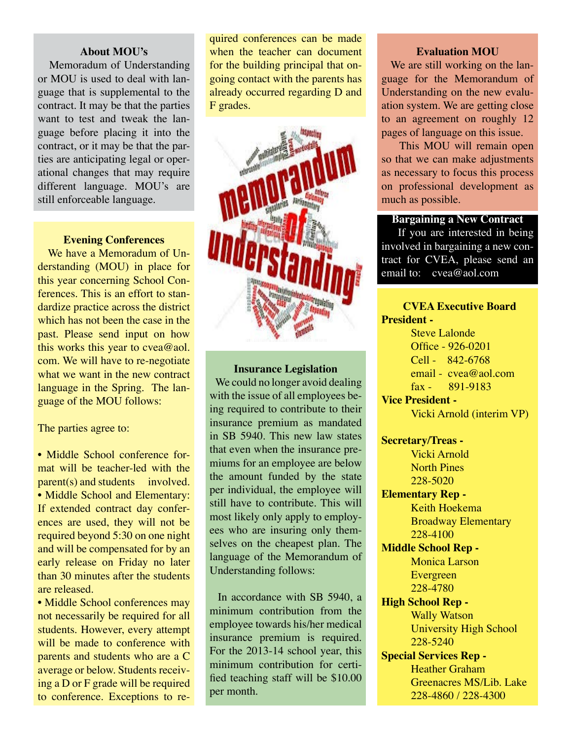### About MOU's

Memoradum of Understanding or MOU is used to deal with language that is supplemental to the contract. It may be that the parties want to test and tweak the language before placing it into the contract, or it may be that the parties are anticipating legal or operational changes that may require different language. MOU's are still enforceable language.

### Evening Conferences

We have a Memoradum of Understanding (MOU) in place for this year concerning School Conferences. This is an effort to standardize practice across the district which has not been the case in the past. Please send input on how this works this year to cvea@aol.com. We will have to re-negotiate what we want in the new contract language in the Spring. The language of the MOU follows:

The parties agree to:

- Middle School conference format will be teacher-led with the parent(s) and students involved.
- Middle School and Elementary: If extended contract day conferences are used, they will not be required beyond 5:30 on one night and will be compensated for by an early release on Friday no later than 30 minutes after the students are released.
- Middle School conferences may not necessarily be required for all students. However, every attempt will be made to conference with parents and students who are a C average or below. Students receiving a D or F grade will be required to conference. Exceptions to required conferences can be made when the teacher can document for the building principal that ongoing contact with the parents has already occurred regarding D and F grades.

### Insurance Legislation

We could no longer avoid dealing with the issue of all employees being required to contribute to their insurance premium as mandated in SB 5940. This new law states that even when the insurance premiums for an employee are below the amount funded by the state per individual, the employee will still have to contribute. This will most likely only apply to employees who are insuring only themselves on the cheapest plan. The language of the Memorandum of Understanding follows:

In accordance with SB 5940, a minimum contribution from the employee towards his/her medical insurance premium is required. For the 2013-14 school year, this minimum contribution for certified teaching staff will be $10.00 per month.

### Evaluation MOU

We are still working on the language for the Memorandum of Understanding on the new evaluation system. We are getting close to an agreement on roughly 12 pages of language on this issue.

This MOU will remain open so that we can make adjustments as necessary to focus this process on professional development as much as possible.

### Bargaining a New Contract

If you are interested in being involved in bargaining a new contract for CVEA, please send an email to: cvea@aol.com

### CVEA Executive Board

**President -**
Steve Lalonde
Office - 926-0201
Cell - 842-6768
email - cvea@aol.com
fax - 891-9183

**Vice President -**
Vicki Arnold (interim VP)

**Secretary/Treas -**
Vicki Arnold
North Pines
228-5020

**Elementary Rep -**
Keith Hoekema
Broadway Elementary
228-4100

**Middle School Rep -**
Monica Larson
Evergreen
228-4780

**High School Rep -**
Wally Watson
University High School
228-5240

**Special Services Rep -**
Heather Graham
Greenacres MS/Lib. Lake
228-4860 / 228-4300